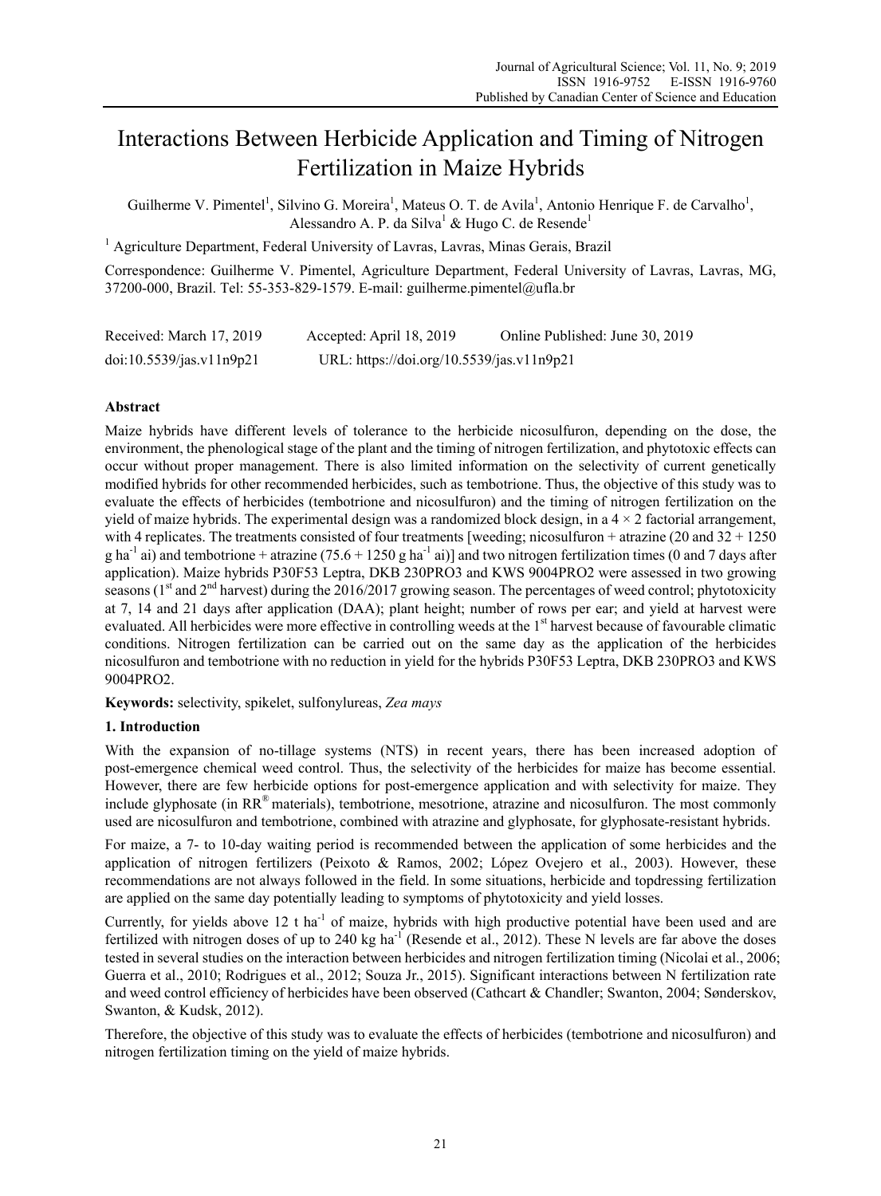# Interactions Between Herbicide Application and Timing of Nitrogen Fertilization in Maize Hybrids

Guilherme V. Pimentel[1], Silvino G. Moreira[1], Mateus O. T. de Avila[1], Antonio Henrique F. de Carvalho[1], Alessandro A. P. da Silva[1] & Hugo C. de Resende[1]

[1] Agriculture Department, Federal University of Lavras, Lavras, Minas Gerais, Brazil

Correspondence: Guilherme V. Pimentel, Agriculture Department, Federal University of Lavras, Lavras, MG, 37200-000, Brazil. Tel: 55-353-829-1579. E-mail: guilherme.pimentel@ufla.br

Received: March 17, 2019 Accepted: April 18, 2019 Online Published: June 30, 2019

doi:10.5539/jas.v11n9p21 URL: https://doi.org/10.5539/jas.v11n9p21

## Abstract

Maize hybrids have different levels of tolerance to the herbicide nicosulfuron, depending on the dose, the environment, the phenological stage of the plant and the timing of nitrogen fertilization, and phytotoxic effects can occur without proper management. There is also limited information on the selectivity of current genetically modified hybrids for other recommended herbicides, such as tembotrione. Thus, the objective of this study was to evaluate the effects of herbicides (tembotrione and nicosulfuron) and the timing of nitrogen fertilization on the yield of maize hybrids. The experimental design was a randomized block design, in a 4 × 2 factorial arrangement, with 4 replicates. The treatments consisted of four treatments [weeding; nicosulfuron + atrazine (20 and 32 + 1250 g ha$^{-1}$ ai) and tembotrione + atrazine (75.6 + 1250 g ha$^{-1}$ ai)] and two nitrogen fertilization times (0 and 7 days after application). Maize hybrids P30F53 Leptra, DKB 230PRO3 and KWS 9004PRO2 were assessed in two growing seasons (1$^{st}$ and 2$^{nd}$ harvest) during the 2016/2017 growing season. The percentages of weed control; phytotoxicity at 7, 14 and 21 days after application (DAA); plant height; number of rows per ear; and yield at harvest were evaluated. All herbicides were more effective in controlling weeds at the 1$^{st}$ harvest because of favourable climatic conditions. Nitrogen fertilization can be carried out on the same day as the application of the herbicides nicosulfuron and tembotrione with no reduction in yield for the hybrids P30F53 Leptra, DKB 230PRO3 and KWS 9004PRO2.

**Keywords:** selectivity, spikelet, sulfonylureas, *Zea mays*

## 1. Introduction

With the expansion of no-tillage systems (NTS) in recent years, there has been increased adoption of post-emergence chemical weed control. Thus, the selectivity of the herbicides for maize has become essential. However, there are few herbicide options for post-emergence application and with selectivity for maize. They include glyphosate (in RR® materials), tembotrione, mesotrione, atrazine and nicosulfuron. The most commonly used are nicosulfuron and tembotrione, combined with atrazine and glyphosate, for glyphosate-resistant hybrids.

For maize, a 7- to 10-day waiting period is recommended between the application of some herbicides and the application of nitrogen fertilizers (Peixoto & Ramos, 2002; López Ovejero et al., 2003). However, these recommendations are not always followed in the field. In some situations, herbicide and topdressing fertilization are applied on the same day potentially leading to symptoms of phytotoxicity and yield losses.

Currently, for yields above 12 t ha$^{-1}$ of maize, hybrids with high productive potential have been used and are fertilized with nitrogen doses of up to 240 kg ha$^{-1}$ (Resende et al., 2012). These N levels are far above the doses tested in several studies on the interaction between herbicides and nitrogen fertilization timing (Nicolai et al., 2006; Guerra et al., 2010; Rodrigues et al., 2012; Souza Jr., 2015). Significant interactions between N fertilization rate and weed control efficiency of herbicides have been observed (Cathcart & Chandler; Swanton, 2004; Sønderskov, Swanton, & Kudsk, 2012).

Therefore, the objective of this study was to evaluate the effects of herbicides (tembotrione and nicosulfuron) and nitrogen fertilization timing on the yield of maize hybrids.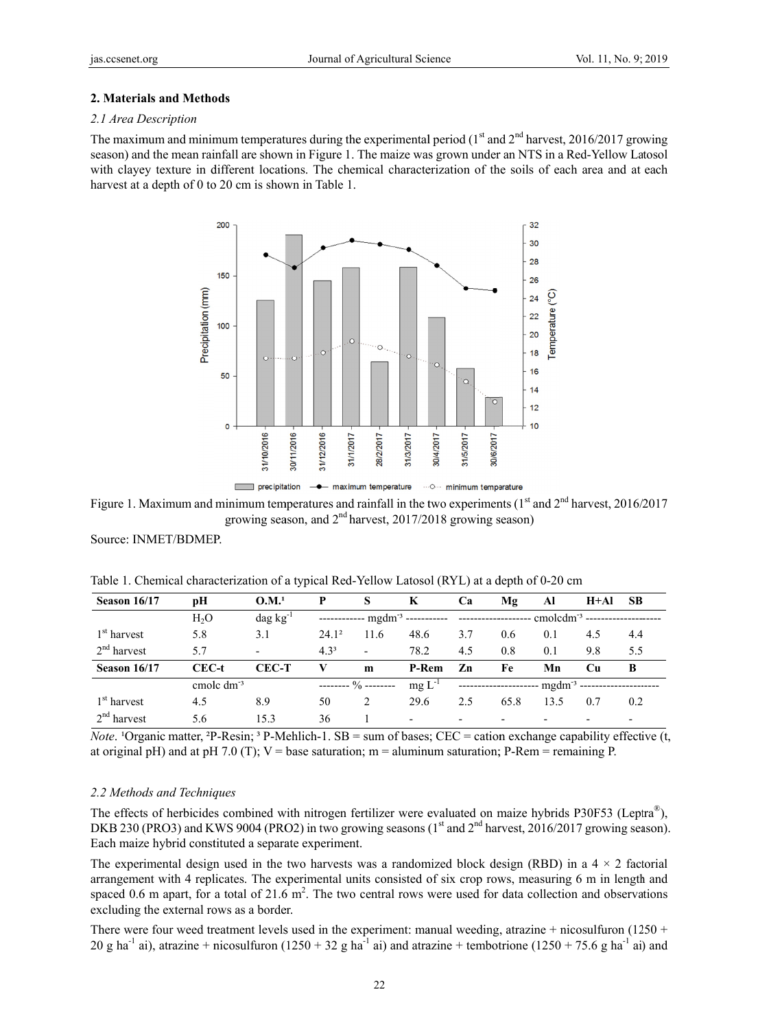## 2. Materials and Methods

### 2.1 Area Description

The maximum and minimum temperatures during the experimental period (1st and 2nd harvest, 2016/2017 growing season) and the mean rainfall are shown in Figure 1. The maize was grown under an NTS in a Red-Yellow Latosol with clayey texture in different locations. The chemical characterization of the soils of each area and at each harvest at a depth of 0 to 20 cm is shown in Table 1.

Figure 1. Maximum and minimum temperatures and rainfall in the two experiments (1st and 2nd harvest, 2016/2017 growing season, and 2nd harvest, 2017/2018 growing season)

Source: INMET/BDMEP.

Table 1. Chemical characterization of a typical Red-Yellow Latosol (RYL) at a depth of 0-20 cm

| Season 16/17 | pH | O.M.[1] | P | S | K | Ca | Mg | Al | H+Al | SB |
|---|---|---|---|---|---|---|---|---|---|---|
| | $H_2O$ | dag kg$^{-1}$ | ------------ mgdm$^{-3}$ | ----------- | | ------------------- | ------------------- cmolcdm$^{-3}$ | | | -------------------- |
| 1st harvest | 5.8 | 3.1 | 24.1[2] | 11.6 | 48.6 | 3.7 | 0.6 | 0.1 | 4.5 | 4.4 |
| 2nd harvest | 5.7 | - | 4.3[3] | - | 78.2 | 4.5 | 0.8 | 0.1 | 9.8 | 5.5 |
| **Season 16/17** | **CEC-t** | **CEC-T** | **V** | **m** | **P-Rem** | **Zn** | **Fe** | **Mn** | **Cu** | **B** |
| | cmolc dm$^{-3}$ | | -------- % | -------- | mg L$^{-1}$ | --------------------- | --------------------- mgdm$^{-3}$ | | | --------------------- |
| 1st harvest | 4.5 | 8.9 | 50 | 2 | 29.6 | 2.5 | 65.8 | 13.5 | 0.7 | 0.2 |
| 2nd harvest | 5.6 | 15.3 | 36 | 1 | - | - | - | - | - | - |

*Note.* [1]Organic matter, [2]P-Resin; [3] P-Mehlich-1. SB = sum of bases; CEC = cation exchange capability effective (t, at original pH) and at pH 7.0 (T); V = base saturation; m = aluminum saturation; P-Rem = remaining P.

### 2.2 Methods and Techniques

The effects of herbicides combined with nitrogen fertilizer were evaluated on maize hybrids P30F53 (Leptra®), DKB 230 (PRO3) and KWS 9004 (PRO2) in two growing seasons (1st and 2nd harvest, 2016/2017 growing season). Each maize hybrid constituted a separate experiment.

The experimental design used in the two harvests was a randomized block design (RBD) in a 4 × 2 factorial arrangement with 4 replicates. The experimental units consisted of six crop rows, measuring 6 m in length and spaced 0.6 m apart, for a total of 21.6 m$^2$. The two central rows were used for data collection and observations excluding the external rows as a border.

There were four weed treatment levels used in the experiment: manual weeding, atrazine + nicosulfuron (1250 + 20 g ha$^{-1}$ ai), atrazine + nicosulfuron (1250 + 32 g ha$^{-1}$ ai) and atrazine + tembotrione (1250 + 75.6 g ha$^{-1}$ ai) and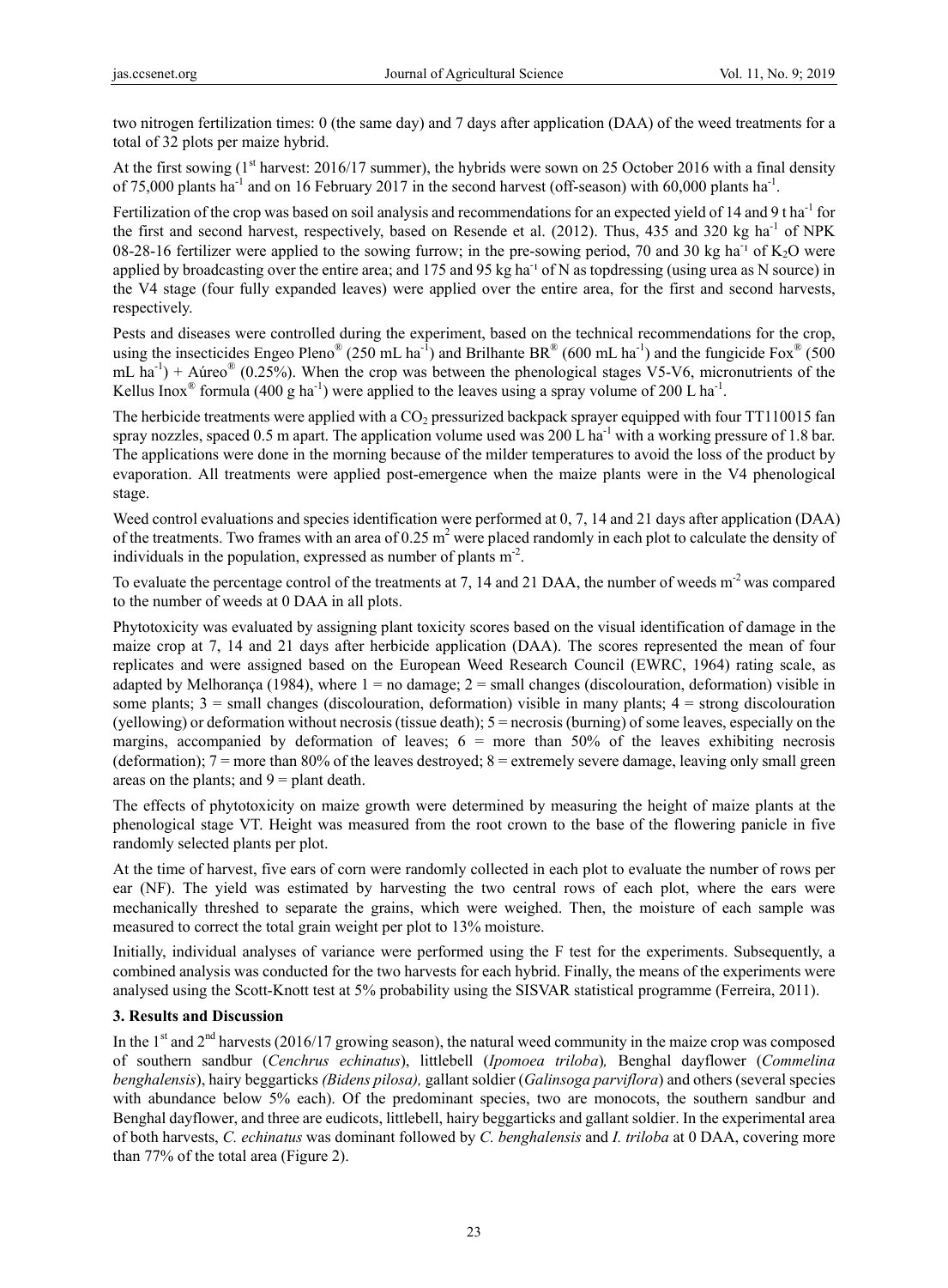two nitrogen fertilization times: 0 (the same day) and 7 days after application (DAA) of the weed treatments for a total of 32 plots per maize hybrid.

At the first sowing (1st harvest: 2016/17 summer), the hybrids were sown on 25 October 2016 with a final density of 75,000 plants $ha^{-1}$ and on 16 February 2017 in the second harvest (off-season) with 60,000 plants $ha^{-1}$.

Fertilization of the crop was based on soil analysis and recommendations for an expected yield of 14 and 9 t $ha^{-1}$ for the first and second harvest, respectively, based on Resende et al. (2012). Thus, 435 and 320 kg $ha^{-1}$ of NPK 08-28-16 fertilizer were applied to the sowing furrow; in the pre-sowing period, 70 and 30 kg $ha^{-1}$ of $K_2O$ were applied by broadcasting over the entire area; and 175 and 95 kg $ha^{-1}$ of N as topdressing (using urea as N source) in the V4 stage (four fully expanded leaves) were applied over the entire area, for the first and second harvests, respectively.

Pests and diseases were controlled during the experiment, based on the technical recommendations for the crop, using the insecticides Engeo Pleno® (250 mL $ha^{-1}$) and Brilhante BR® (600 mL $ha^{-1}$) and the fungicide Fox® (500 mL $ha^{-1}$) + Aúreo® (0.25%). When the crop was between the phenological stages V5-V6, micronutrients of the Kellus Inox® formula (400 g $ha^{-1}$) were applied to the leaves using a spray volume of 200 L $ha^{-1}$.

The herbicide treatments were applied with a $CO_2$ pressurized backpack sprayer equipped with four TT110015 fan spray nozzles, spaced 0.5 m apart. The application volume used was 200 L $ha^{-1}$ with a working pressure of 1.8 bar. The applications were done in the morning because of the milder temperatures to avoid the loss of the product by evaporation. All treatments were applied post-emergence when the maize plants were in the V4 phenological stage.

Weed control evaluations and species identification were performed at 0, 7, 14 and 21 days after application (DAA) of the treatments. Two frames with an area of 0.25 $m^2$ were placed randomly in each plot to calculate the density of individuals in the population, expressed as number of plants $m^{-2}$.

To evaluate the percentage control of the treatments at 7, 14 and 21 DAA, the number of weeds $m^{-2}$ was compared to the number of weeds at 0 DAA in all plots.

Phytotoxicity was evaluated by assigning plant toxicity scores based on the visual identification of damage in the maize crop at 7, 14 and 21 days after herbicide application (DAA). The scores represented the mean of four replicates and were assigned based on the European Weed Research Council (EWRC, 1964) rating scale, as adapted by Melhorança (1984), where 1 = no damage; 2 = small changes (discolouration, deformation) visible in some plants; 3 = small changes (discolouration, deformation) visible in many plants; 4 = strong discolouration (yellowing) or deformation without necrosis (tissue death); 5 = necrosis (burning) of some leaves, especially on the margins, accompanied by deformation of leaves; 6 = more than 50% of the leaves exhibiting necrosis (deformation); 7 = more than 80% of the leaves destroyed; 8 = extremely severe damage, leaving only small green areas on the plants; and 9 = plant death.

The effects of phytotoxicity on maize growth were determined by measuring the height of maize plants at the phenological stage VT. Height was measured from the root crown to the base of the flowering panicle in five randomly selected plants per plot.

At the time of harvest, five ears of corn were randomly collected in each plot to evaluate the number of rows per ear (NF). The yield was estimated by harvesting the two central rows of each plot, where the ears were mechanically threshed to separate the grains, which were weighed. Then, the moisture of each sample was measured to correct the total grain weight per plot to 13% moisture.

Initially, individual analyses of variance were performed using the F test for the experiments. Subsequently, a combined analysis was conducted for the two harvests for each hybrid. Finally, the means of the experiments were analysed using the Scott-Knott test at 5% probability using the SISVAR statistical programme (Ferreira, 2011).

## 3. Results and Discussion

In the 1st and 2nd harvests (2016/17 growing season), the natural weed community in the maize crop was composed of southern sandbur (*Cenchrus echinatus*), littlebell (*Ipomoea triloba*), Benghal dayflower (*Commelina benghalensis*), hairy beggarticks *(Bidens pilosa),* gallant soldier (*Galinsoga parviflora*) and others (several species with abundance below 5% each). Of the predominant species, two are monocots, the southern sandbur and Benghal dayflower, and three are eudicots, littlebell, hairy beggarticks and gallant soldier. In the experimental area of both harvests, *C. echinatus* was dominant followed by *C. benghalensis* and *I. triloba* at 0 DAA, covering more than 77% of the total area (Figure 2).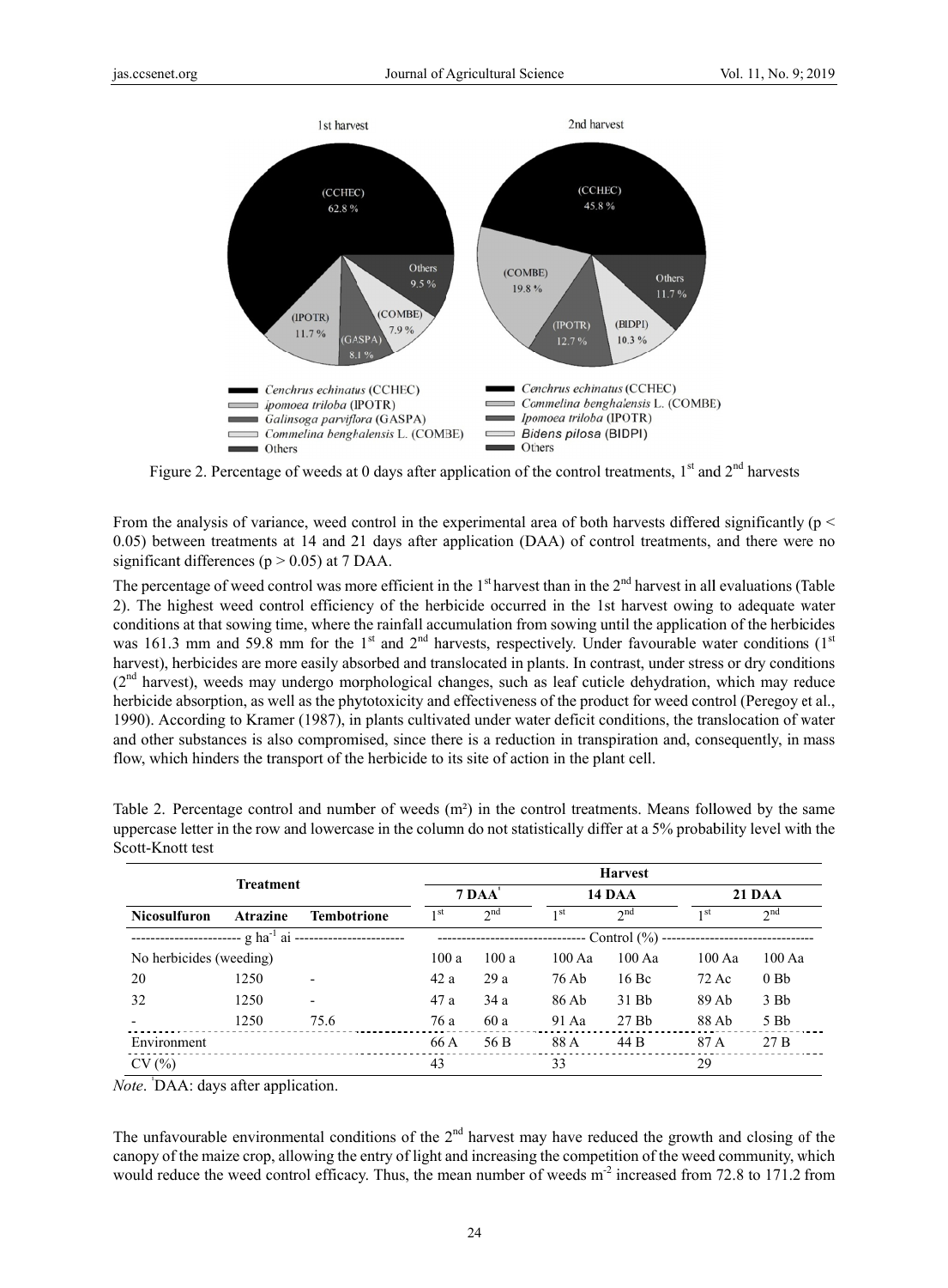Figure 2. Percentage of weeds at 0 days after application of the control treatments, 1st and 2nd harvests

From the analysis of variance, weed control in the experimental area of both harvests differed significantly ($p < 0.05$) between treatments at 14 and 21 days after application (DAA) of control treatments, and there were no significant differences ($p > 0.05$) at 7 DAA.

The percentage of weed control was more efficient in the 1st harvest than in the 2nd harvest in all evaluations (Table 2). The highest weed control efficiency of the herbicide occurred in the 1st harvest owing to adequate water conditions at that sowing time, where the rainfall accumulation from sowing until the application of the herbicides was 161.3 mm and 59.8 mm for the 1st and 2nd harvests, respectively. Under favourable water conditions (1st harvest), herbicides are more easily absorbed and translocated in plants. In contrast, under stress or dry conditions (2nd harvest), weeds may undergo morphological changes, such as leaf cuticle dehydration, which may reduce herbicide absorption, as well as the phytotoxicity and effectiveness of the product for weed control (Peregoy et al., 1990). According to Kramer (1987), in plants cultivated under water deficit conditions, the translocation of water and other substances is also compromised, since there is a reduction in transpiration and, consequently, in mass flow, which hinders the transport of the herbicide to its site of action in the plant cell.

Table 2. Percentage control and number of weeds (m²) in the control treatments. Means followed by the same uppercase letter in the row and lowercase in the column do not statistically differ at a 5% probability level with the Scott-Knott test

| Treatment | | | Harvest | | | | | |
|---|---|---|---|---|---|---|---|---|
| | | | 7 DAA[1] | | 14 DAA | | 21 DAA | |
| Nicosulfuron | Atrazine | Tembotrione | 1st | 2nd | 1st | 2nd | 1st | 2nd |
| g ha$^{-1}$ ai | | | Control (%) | | | | | |
| No herbicides (weeding) | | | 100 a | 100 a | 100 Aa | 100 Aa | 100 Aa | 100 Aa |
| 20 | 1250 | - | 42 a | 29 a | 76 Ab | 16 Bc | 72 Ac | 0 Bb |
| 32 | 1250 | - | 47 a | 34 a | 86 Ab | 31 Bb | 89 Ab | 3 Bb |
| - | 1250 | 75.6 | 76 a | 60 a | 91 Aa | 27 Bb | 88 Ab | 5 Bb |
| Environment | | | 66 A | 56 B | 88 A | 44 B | 87 A | 27 B |
| CV (%) | | | 43 | | 33 | | 29 | |

*Note*. [1]DAA: days after application.

The unfavourable environmental conditions of the 2nd harvest may have reduced the growth and closing of the canopy of the maize crop, allowing the entry of light and increasing the competition of the weed community, which would reduce the weed control efficacy. Thus, the mean number of weeds m$^{-2}$ increased from 72.8 to 171.2 from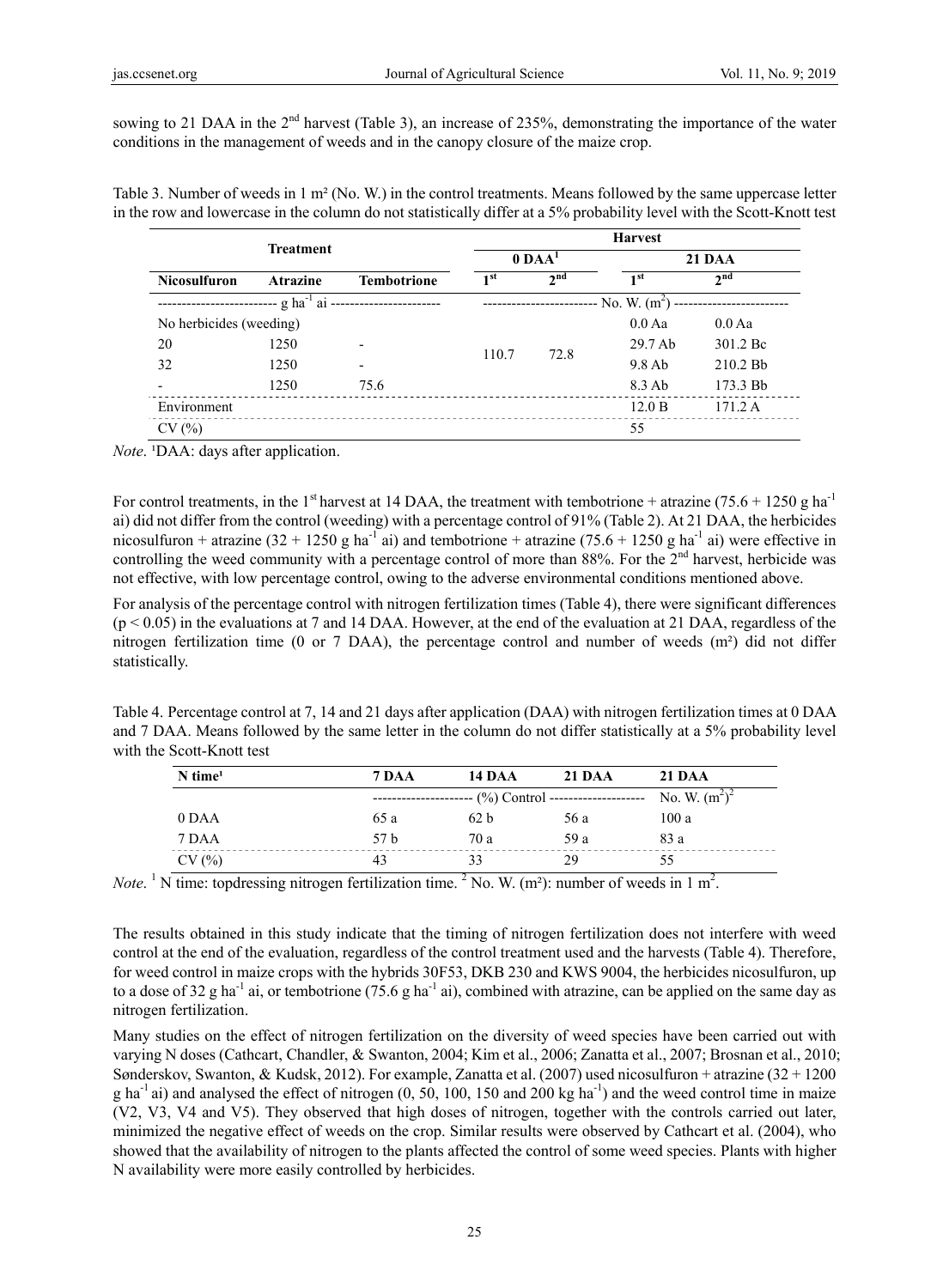sowing to 21 DAA in the 2nd harvest (Table 3), an increase of 235%, demonstrating the importance of the water conditions in the management of weeds and in the canopy closure of the maize crop.

Table 3. Number of weeds in 1 m² (No. W.) in the control treatments. Means followed by the same uppercase letter in the row and lowercase in the column do not statistically differ at a 5% probability level with the Scott-Knott test

| Treatment | | | Harvest | | | |
|---|---|---|---|---|---|---|
| | | | 0 DAA[1] | | 21 DAA | |
| Nicosulfuron | Atrazine | Tembotrione | 1st | 2nd | 1st | 2nd |
| g ha$^{-1}$ ai | | | No. W. (m$^2$) | | | |
| No herbicides (weeding) | | | 110.7 | 72.8 | 0.0 Aa | 0.0 Aa |
| 20 | 1250 | - | | | 29.7 Ab | 301.2 Bc |
| 32 | 1250 | - | | | 9.8 Ab | 210.2 Bb |
| - | 1250 | 75.6 | | | 8.3 Ab | 173.3 Bb |
| Environment | | | | | 12.0 B | 171.2 A |
| CV (%) | | | | | 55 | |

*Note.* [1]DAA: days after application.

For control treatments, in the 1st harvest at 14 DAA, the treatment with tembotrione + atrazine (75.6 + 1250 g ha$^{-1}$ ai) did not differ from the control (weeding) with a percentage control of 91% (Table 2). At 21 DAA, the herbicides nicosulfuron + atrazine (32 + 1250 g ha$^{-1}$ ai) and tembotrione + atrazine (75.6 + 1250 g ha$^{-1}$ ai) were effective in controlling the weed community with a percentage control of more than 88%. For the 2nd harvest, herbicide was not effective, with low percentage control, owing to the adverse environmental conditions mentioned above.

For analysis of the percentage control with nitrogen fertilization times (Table 4), there were significant differences ($p < 0.05$) in the evaluations at 7 and 14 DAA. However, at the end of the evaluation at 21 DAA, regardless of the nitrogen fertilization time (0 or 7 DAA), the percentage control and number of weeds (m²) did not differ statistically.

Table 4. Percentage control at 7, 14 and 21 days after application (DAA) with nitrogen fertilization times at 0 DAA and 7 DAA. Means followed by the same letter in the column do not differ statistically at a 5% probability level with the Scott-Knott test

| N time[1] | 7 DAA | 14 DAA | 21 DAA | 21 DAA |
|---|---|---|---|---|
| | (%) Control | | | No. W. (m$^2$)[2] |
| 0 DAA | 65 a | 62 b | 56 a | 100 a |
| 7 DAA | 57 b | 70 a | 59 a | 83 a |
| CV (%) | 43 | 33 | 29 | 55 |

*Note.* [1] N time: topdressing nitrogen fertilization time. [2] No. W. (m²): number of weeds in 1 m$^2$.

The results obtained in this study indicate that the timing of nitrogen fertilization does not interfere with weed control at the end of the evaluation, regardless of the control treatment used and the harvests (Table 4). Therefore, for weed control in maize crops with the hybrids 30F53, DKB 230 and KWS 9004, the herbicides nicosulfuron, up to a dose of 32 g ha$^{-1}$ ai, or tembotrione (75.6 g ha$^{-1}$ ai), combined with atrazine, can be applied on the same day as nitrogen fertilization.

Many studies on the effect of nitrogen fertilization on the diversity of weed species have been carried out with varying N doses (Cathcart, Chandler, & Swanton, 2004; Kim et al., 2006; Zanatta et al., 2007; Brosnan et al., 2010; Sønderskov, Swanton, & Kudsk, 2012). For example, Zanatta et al. (2007) used nicosulfuron + atrazine (32 + 1200 g ha$^{-1}$ ai) and analysed the effect of nitrogen (0, 50, 100, 150 and 200 kg ha$^{-1}$) and the weed control time in maize (V2, V3, V4 and V5). They observed that high doses of nitrogen, together with the controls carried out later, minimized the negative effect of weeds on the crop. Similar results were observed by Cathcart et al. (2004), who showed that the availability of nitrogen to the plants affected the control of some weed species. Plants with higher N availability were more easily controlled by herbicides.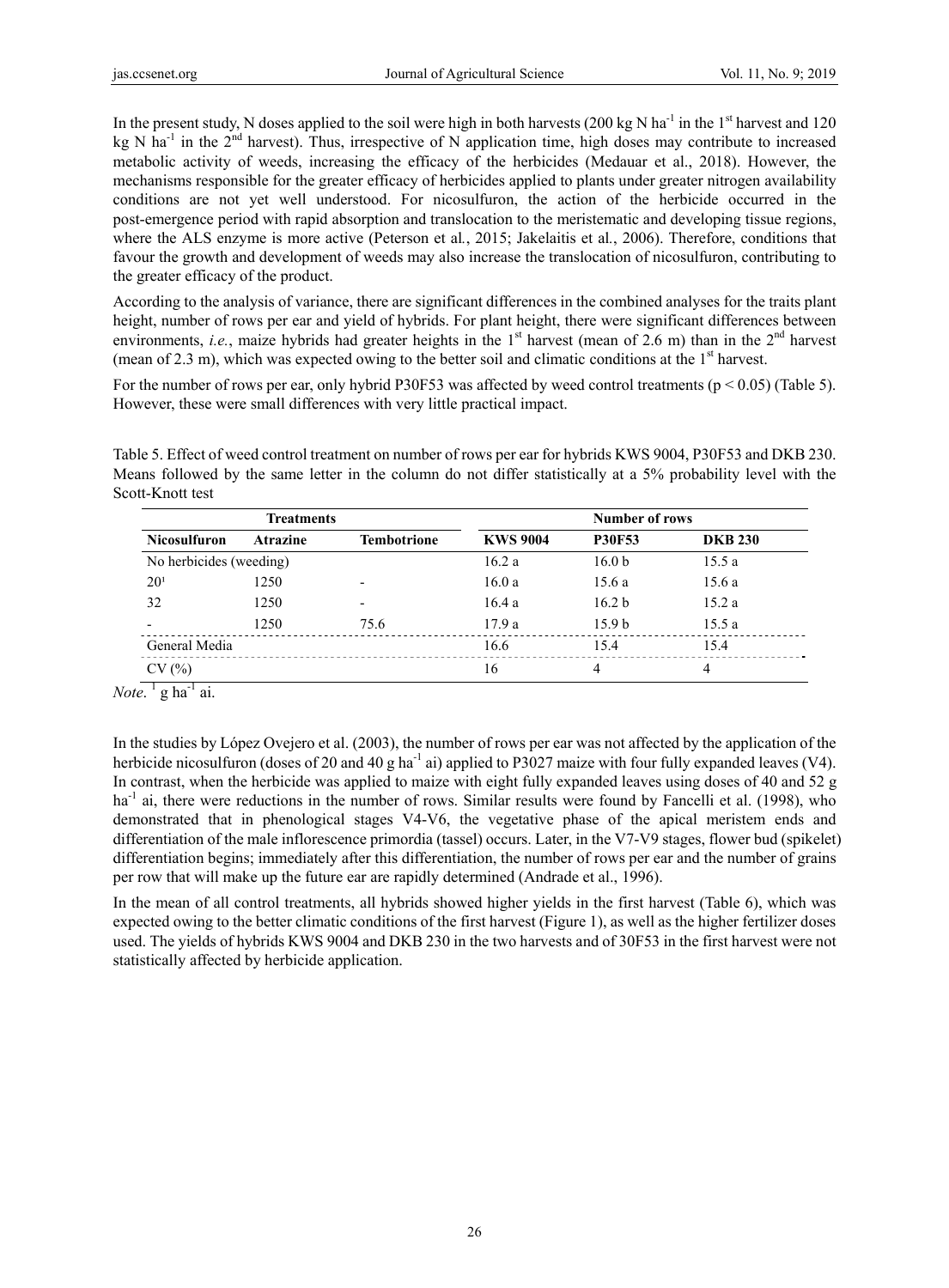In the present study, N doses applied to the soil were high in both harvests (200 kg N ha$^{-1}$ in the 1$^{st}$ harvest and 120 kg N ha$^{-1}$ in the 2$^{nd}$ harvest). Thus, irrespective of N application time, high doses may contribute to increased metabolic activity of weeds, increasing the efficacy of the herbicides (Medauar et al., 2018). However, the mechanisms responsible for the greater efficacy of herbicides applied to plants under greater nitrogen availability conditions are not yet well understood. For nicosulfuron, the action of the herbicide occurred in the post-emergence period with rapid absorption and translocation to the meristematic and developing tissue regions, where the ALS enzyme is more active (Peterson et al., 2015; Jakelaitis et al., 2006). Therefore, conditions that favour the growth and development of weeds may also increase the translocation of nicosulfuron, contributing to the greater efficacy of the product.

According to the analysis of variance, there are significant differences in the combined analyses for the traits plant height, number of rows per ear and yield of hybrids. For plant height, there were significant differences between environments, *i.e.*, maize hybrids had greater heights in the 1$^{st}$ harvest (mean of 2.6 m) than in the 2$^{nd}$ harvest (mean of 2.3 m), which was expected owing to the better soil and climatic conditions at the 1$^{st}$ harvest.

For the number of rows per ear, only hybrid P30F53 was affected by weed control treatments ($p < 0.05$) (Table 5). However, these were small differences with very little practical impact.

Table 5. Effect of weed control treatment on number of rows per ear for hybrids KWS 9004, P30F53 and DKB 230. Means followed by the same letter in the column do not differ statistically at a 5% probability level with the Scott-Knott test

| **Treatments** | | | **Number of rows** | | |
|---|---|---|---|---|---|
| **Nicosulfuron** | **Atrazine** | **Tembotrione** | **KWS 9004** | **P30F53** | **DKB 230** |
| No herbicides (weeding) | | | 16.2 a | 16.0 b | 15.5 a |
| 20[1] | 1250 | - | 16.0 a | 15.6 a | 15.6 a |
| 32 | 1250 | - | 16.4 a | 16.2 b | 15.2 a |
| - | 1250 | 75.6 | 17.9 a | 15.9 b | 15.5 a |
| General Media | | | 16.6 | 15.4 | 15.4 |
| CV (%) | | | 16 | 4 | 4 |

*Note*. [1] g ha$^{-1}$ ai.

In the studies by López Ovejero et al. (2003), the number of rows per ear was not affected by the application of the herbicide nicosulfuron (doses of 20 and 40 g ha$^{-1}$ ai) applied to P3027 maize with four fully expanded leaves (V4). In contrast, when the herbicide was applied to maize with eight fully expanded leaves using doses of 40 and 52 g ha$^{-1}$ ai, there were reductions in the number of rows. Similar results were found by Fancelli et al. (1998), who demonstrated that in phenological stages V4-V6, the vegetative phase of the apical meristem ends and differentiation of the male inflorescence primordia (tassel) occurs. Later, in the V7-V9 stages, flower bud (spikelet) differentiation begins; immediately after this differentiation, the number of rows per ear and the number of grains per row that will make up the future ear are rapidly determined (Andrade et al., 1996).

In the mean of all control treatments, all hybrids showed higher yields in the first harvest (Table 6), which was expected owing to the better climatic conditions of the first harvest (Figure 1), as well as the higher fertilizer doses used. The yields of hybrids KWS 9004 and DKB 230 in the two harvests and of 30F53 in the first harvest were not statistically affected by herbicide application.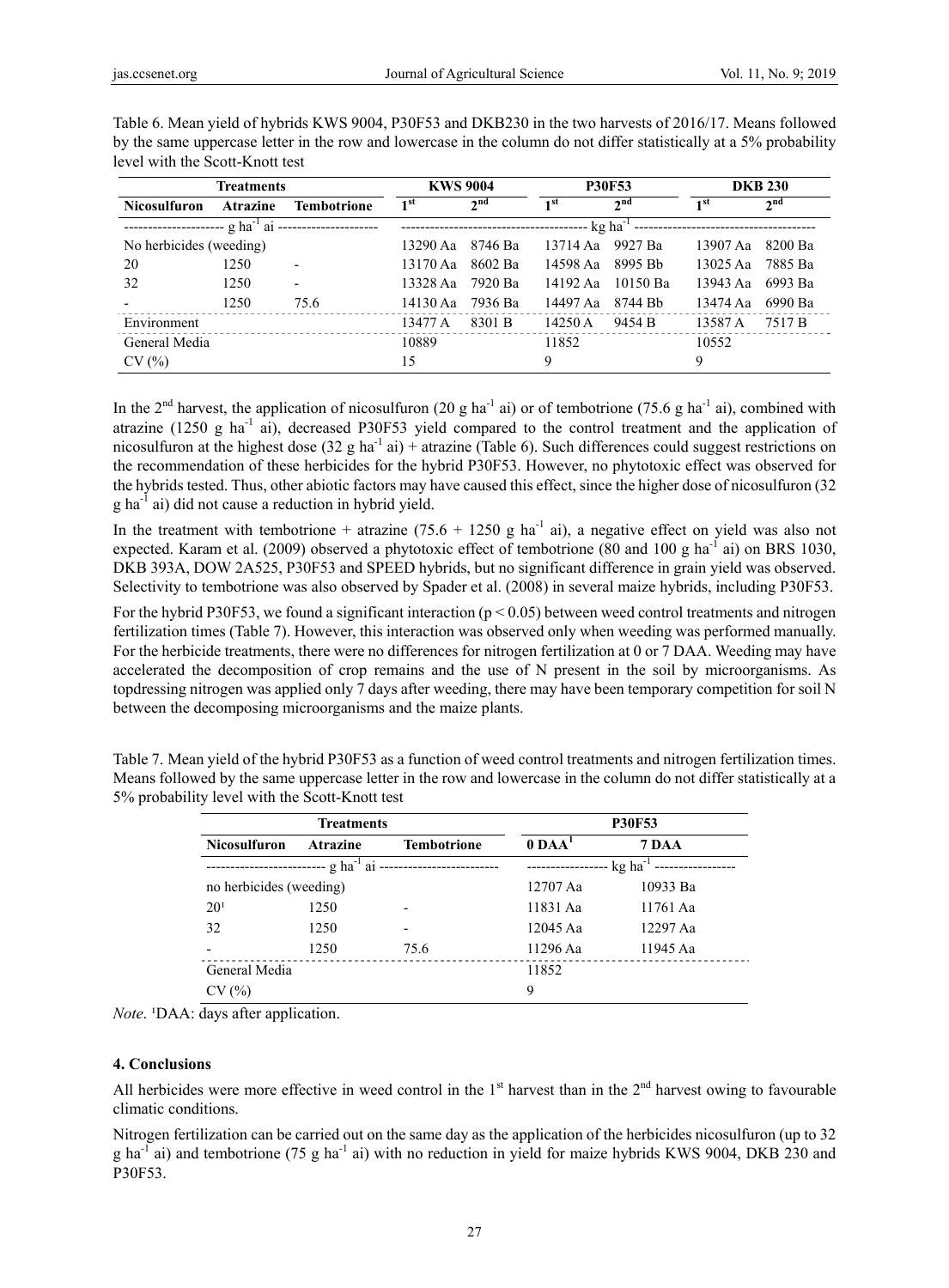Table 6. Mean yield of hybrids KWS 9004, P30F53 and DKB230 in the two harvests of 2016/17. Means followed by the same uppercase letter in the row and lowercase in the column do not differ statistically at a 5% probability level with the Scott-Knott test

| Treatments | | | KWS 9004 | | P30F53 | | DKB 230 | |
|---|---|---|---|---|---|---|---|---|
| Nicosulfuron | Atrazine | Tembotrione | 1st | 2nd | 1st | 2nd | 1st | 2nd |
| g ha$^{-1}$ ai | | | kg ha$^{-1}$ | | | | | |
| No herbicides (weeding) | | | 13290 Aa | 8746 Ba | 13714 Aa | 9927 Ba | 13907 Aa | 8200 Ba |
| 20 | 1250 | - | 13170 Aa | 8602 Ba | 14598 Aa | 8995 Bb | 13025 Aa | 7885 Ba |
| 32 | 1250 | - | 13328 Aa | 7920 Ba | 14192 Aa | 10150 Ba | 13943 Aa | 6993 Ba |
| - | 1250 | 75.6 | 14130 Aa | 7936 Ba | 14497 Aa | 8744 Bb | 13474 Aa | 6990 Ba |
| Environment | | | 13477 A | 8301 B | 14250 A | 9454 B | 13587 A | 7517 B |
| General Media | | | 10889 | | 11852 | | 10552 | |
| CV (%) | | | 15 | | 9 | | 9 | |

In the 2nd harvest, the application of nicosulfuron (20 g ha$^{-1}$ ai) or of tembotrione (75.6 g ha$^{-1}$ ai), combined with atrazine (1250 g ha$^{-1}$ ai), decreased P30F53 yield compared to the control treatment and the application of nicosulfuron at the highest dose (32 g ha$^{-1}$ ai) + atrazine (Table 6). Such differences could suggest restrictions on the recommendation of these herbicides for the hybrid P30F53. However, no phytotoxic effect was observed for the hybrids tested. Thus, other abiotic factors may have caused this effect, since the higher dose of nicosulfuron (32 g ha$^{-1}$ ai) did not cause a reduction in hybrid yield.

In the treatment with tembotrione + atrazine (75.6 + 1250 g ha$^{-1}$ ai), a negative effect on yield was also not expected. Karam et al. (2009) observed a phytotoxic effect of tembotrione (80 and 100 g ha$^{-1}$ ai) on BRS 1030, DKB 393A, DOW 2A525, P30F53 and SPEED hybrids, but no significant difference in grain yield was observed. Selectivity to tembotrione was also observed by Spader et al. (2008) in several maize hybrids, including P30F53.

For the hybrid P30F53, we found a significant interaction ($p < 0.05$) between weed control treatments and nitrogen fertilization times (Table 7). However, this interaction was observed only when weeding was performed manually. For the herbicide treatments, there were no differences for nitrogen fertilization at 0 or 7 DAA. Weeding may have accelerated the decomposition of crop remains and the use of N present in the soil by microorganisms. As topdressing nitrogen was applied only 7 days after weeding, there may have been temporary competition for soil N between the decomposing microorganisms and the maize plants.

Table 7. Mean yield of the hybrid P30F53 as a function of weed control treatments and nitrogen fertilization times. Means followed by the same uppercase letter in the row and lowercase in the column do not differ statistically at a 5% probability level with the Scott-Knott test

| Treatments | | | P30F53 | |
|---|---|---|---|---|
| Nicosulfuron | Atrazine | Tembotrione | 0 DAA[1] | 7 DAA |
| g ha$^{-1}$ ai | | | kg ha$^{-1}$ | |
| no herbicides (weeding) | | | 12707 Aa | 10933 Ba |
| 20[1] | 1250 | - | 11831 Aa | 11761 Aa |
| 32 | 1250 | - | 12045 Aa | 12297 Aa |
| - | 1250 | 75.6 | 11296 Aa | 11945 Aa |
| General Media | | | 11852 | |
| CV (%) | | | 9 | |

*Note*. [1]DAA: days after application.

## 4. Conclusions

All herbicides were more effective in weed control in the 1st harvest than in the 2nd harvest owing to favourable climatic conditions.

Nitrogen fertilization can be carried out on the same day as the application of the herbicides nicosulfuron (up to 32 g ha$^{-1}$ ai) and tembotrione (75 g ha$^{-1}$ ai) with no reduction in yield for maize hybrids KWS 9004, DKB 230 and P30F53.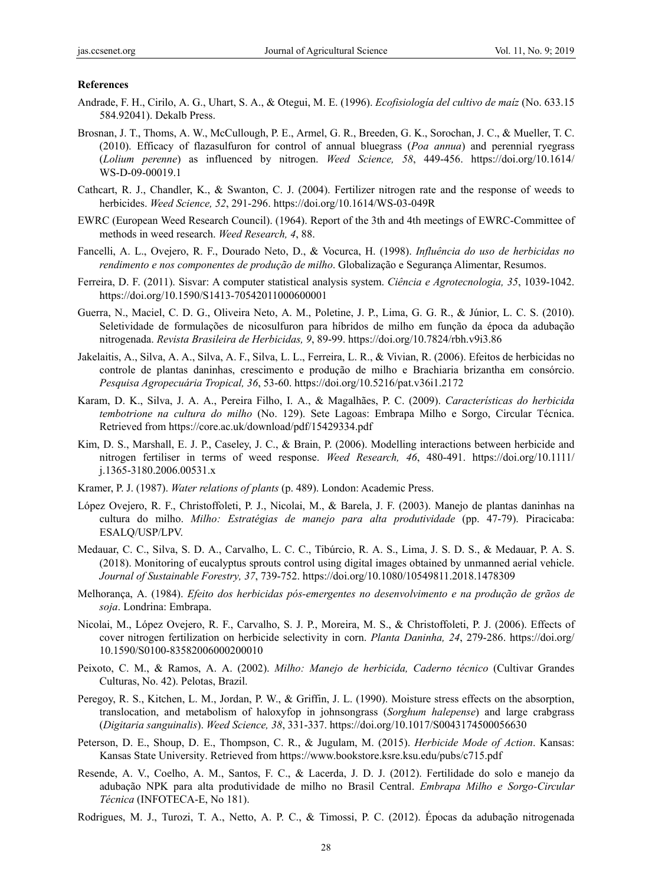**References**

Andrade, F. H., Cirilo, A. G., Uhart, S. A., & Otegui, M. E. (1996). *Ecofisiología del cultivo de maíz* (No. 633.15 584.92041). Dekalb Press.

Brosnan, J. T., Thoms, A. W., McCullough, P. E., Armel, G. R., Breeden, G. K., Sorochan, J. C., & Mueller, T. C. (2010). Efficacy of flazasulfuron for control of annual bluegrass (*Poa annua*) and perennial ryegrass (*Lolium perenne*) as influenced by nitrogen. *Weed Science, 58*, 449-456. https://doi.org/10.1614/WS-D-09-00019.1

Cathcart, R. J., Chandler, K., & Swanton, C. J. (2004). Fertilizer nitrogen rate and the response of weeds to herbicides. *Weed Science, 52*, 291-296. https://doi.org/10.1614/WS-03-049R

EWRC (European Weed Research Council). (1964). Report of the 3th and 4th meetings of EWRC-Committee of methods in weed research. *Weed Research, 4*, 88.

Fancelli, A. L., Ovejero, R. F., Dourado Neto, D., & Vocurca, H. (1998). *Influência do uso de herbicidas no rendimento e nos componentes de produção de milho*. Globalização e Segurança Alimentar, Resumos.

Ferreira, D. F. (2011). Sisvar: A computer statistical analysis system. *Ciência e Agrotecnologia, 35*, 1039-1042. https://doi.org/10.1590/S1413-70542011000600001

Guerra, N., Maciel, C. D. G., Oliveira Neto, A. M., Poletine, J. P., Lima, G. G. R., & Júnior, L. C. S. (2010). Seletividade de formulações de nicosulfuron para híbridos de milho em função da época da adubação nitrogenada. *Revista Brasileira de Herbicidas, 9*, 89-99. https://doi.org/10.7824/rbh.v9i3.86

Jakelaitis, A., Silva, A. A., Silva, A. F., Silva, L. L., Ferreira, L. R., & Vivian, R. (2006). Efeitos de herbicidas no controle de plantas daninhas, crescimento e produção de milho e Brachiaria brizantha em consórcio. *Pesquisa Agropecuária Tropical, 36*, 53-60. https://doi.org/10.5216/pat.v36i1.2172

Karam, D. K., Silva, J. A. A., Pereira Filho, I. A., & Magalhães, P. C. (2009). *Características do herbicida tembotrione na cultura do milho* (No. 129). Sete Lagoas: Embrapa Milho e Sorgo, Circular Técnica. Retrieved from https://core.ac.uk/download/pdf/15429334.pdf

Kim, D. S., Marshall, E. J. P., Caseley, J. C., & Brain, P. (2006). Modelling interactions between herbicide and nitrogen fertiliser in terms of weed response. *Weed Research, 46*, 480-491. https://doi.org/10.1111/j.1365-3180.2006.00531.x

Kramer, P. J. (1987). *Water relations of plants* (p. 489). London: Academic Press.

López Ovejero, R. F., Christoffoleti, P. J., Nicolai, M., & Barela, J. F. (2003). Manejo de plantas daninhas na cultura do milho. *Milho: Estratégias de manejo para alta produtividade* (pp. 47-79). Piracicaba: ESALQ/USP/LPV.

Medauar, C. C., Silva, S. D. A., Carvalho, L. C. C., Tibúrcio, R. A. S., Lima, J. S. D. S., & Medauar, P. A. S. (2018). Monitoring of eucalyptus sprouts control using digital images obtained by unmanned aerial vehicle. *Journal of Sustainable Forestry, 37*, 739-752. https://doi.org/10.1080/10549811.2018.1478309

Melhorança, A. (1984). *Efeito dos herbicidas pós-emergentes no desenvolvimento e na produção de grãos de soja*. Londrina: Embrapa.

Nicolai, M., López Ovejero, R. F., Carvalho, S. J. P., Moreira, M. S., & Christoffoleti, P. J. (2006). Effects of cover nitrogen fertilization on herbicide selectivity in corn. *Planta Daninha, 24*, 279-286. https://doi.org/10.1590/S0100-83582006000200010

Peixoto, C. M., & Ramos, A. A. (2002). *Milho: Manejo de herbicida, Caderno técnico* (Cultivar Grandes Culturas, No. 42). Pelotas, Brazil.

Peregoy, R. S., Kitchen, L. M., Jordan, P. W., & Griffin, J. L. (1990). Moisture stress effects on the absorption, translocation, and metabolism of haloxyfop in johnsongrass (*Sorghum halepense*) and large crabgrass (*Digitaria sanguinalis*). *Weed Science, 38*, 331-337. https://doi.org/10.1017/S0043174500056630

Peterson, D. E., Shoup, D. E., Thompson, C. R., & Jugulam, M. (2015). *Herbicide Mode of Action*. Kansas: Kansas State University. Retrieved from https://www.bookstore.ksre.ksu.edu/pubs/c715.pdf

Resende, A. V., Coelho, A. M., Santos, F. C., & Lacerda, J. D. J. (2012). Fertilidade do solo e manejo da adubação NPK para alta produtividade de milho no Brasil Central. *Embrapa Milho e Sorgo-Circular Técnica* (INFOTECA-E, No 181).

Rodrigues, M. J., Turozi, T. A., Netto, A. P. C., & Timossi, P. C. (2012). Épocas da adubação nitrogenada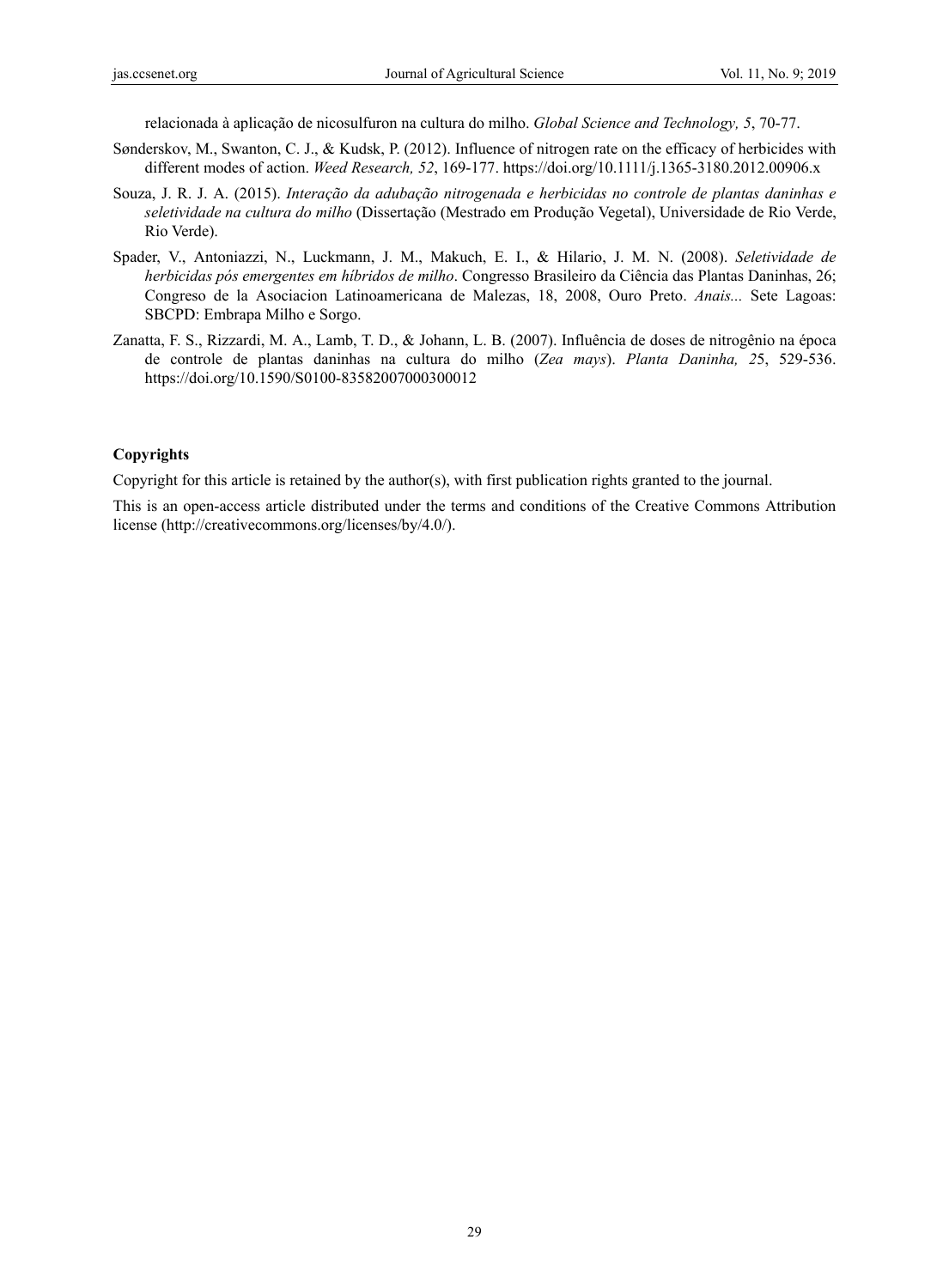relacionada à aplicação de nicosulfuron na cultura do milho. *Global Science and Technology, 5*, 70-77.

Sønderskov, M., Swanton, C. J., & Kudsk, P. (2012). Influence of nitrogen rate on the efficacy of herbicides with different modes of action. *Weed Research, 52*, 169-177. https://doi.org/10.1111/j.1365-3180.2012.00906.x

Souza, J. R. J. A. (2015). *Interação da adubação nitrogenada e herbicidas no controle de plantas daninhas e seletividade na cultura do milho* (Dissertação (Mestrado em Produção Vegetal), Universidade de Rio Verde, Rio Verde).

Spader, V., Antoniazzi, N., Luckmann, J. M., Makuch, E. I., & Hilario, J. M. N. (2008). *Seletividade de herbicidas pós emergentes em híbridos de milho*. Congresso Brasileiro da Ciência das Plantas Daninhas, 26; Congreso de la Asociacion Latinoamericana de Malezas, 18, 2008, Ouro Preto. *Anais...* Sete Lagoas: SBCPD: Embrapa Milho e Sorgo.

Zanatta, F. S., Rizzardi, M. A., Lamb, T. D., & Johann, L. B. (2007). Influência de doses de nitrogênio na época de controle de plantas daninhas na cultura do milho (*Zea mays*). *Planta Daninha, 25*, 529-536. https://doi.org/10.1590/S0100-83582007000300012

**Copyrights**

Copyright for this article is retained by the author(s), with first publication rights granted to the journal.

This is an open-access article distributed under the terms and conditions of the Creative Commons Attribution license (http://creativecommons.org/licenses/by/4.0/).